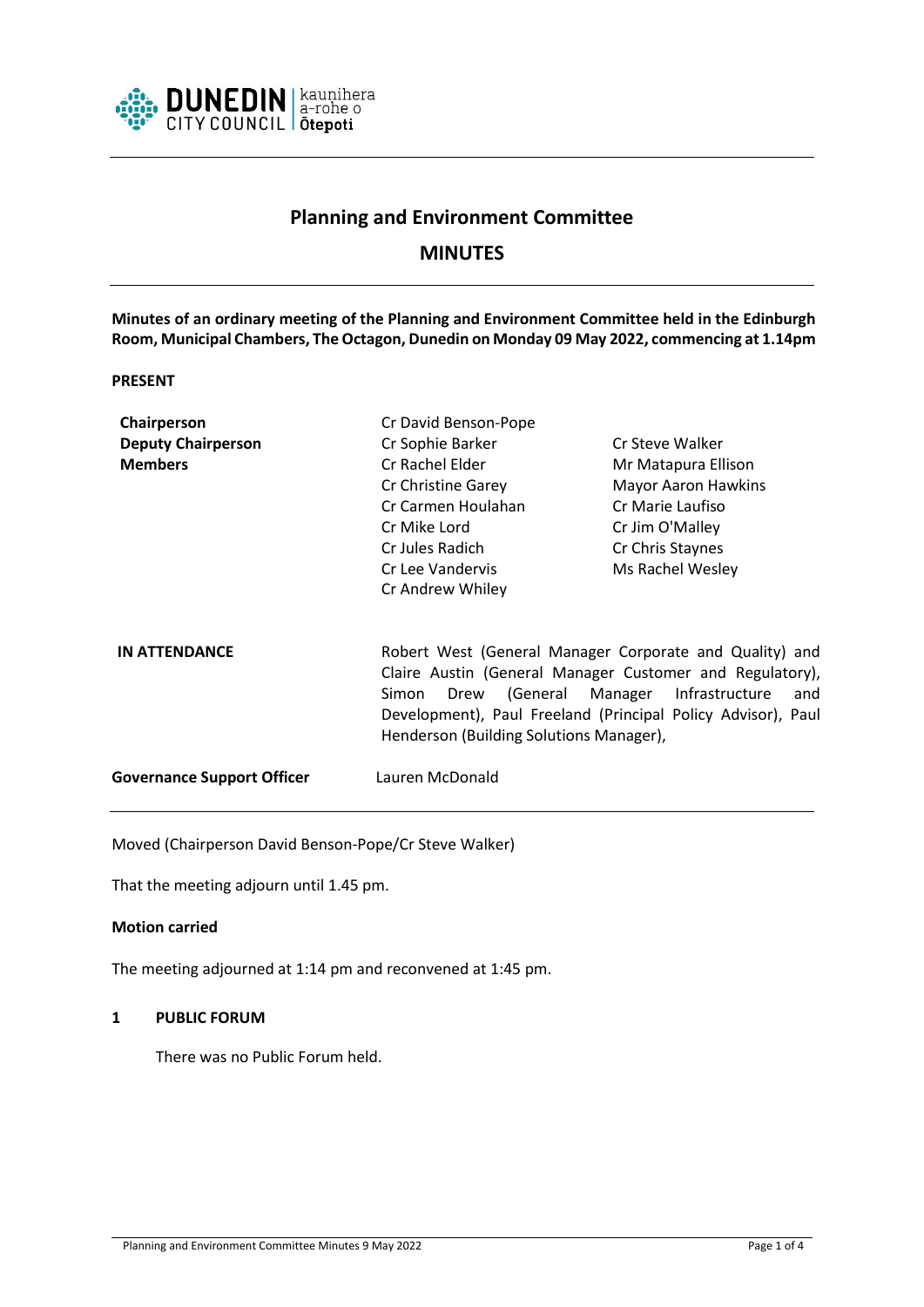# Planning and Environment Committee

## MINUTES

**Minutes of an ordinary meeting of the Planning and Environment Committee held in the Edinburgh Room, Municipal Chambers, The Octagon, Dunedin on Monday 09 May 2022, commencing at 1.14pm**

**PRESENT**

| | | |
|---|---|---|
| **Chairperson** | Cr David Benson-Pope | |
| **Deputy Chairperson** | Cr Sophie Barker | Cr Steve Walker |
| **Members** | Cr Rachel Elder | Mr Matapura Ellison |
| | Cr Christine Garey | Mayor Aaron Hawkins |
| | Cr Carmen Houlahan | Cr Marie Laufiso |
| | Cr Mike Lord | Cr Jim O'Malley |
| | Cr Jules Radich | Cr Chris Staynes |
| | Cr Lee Vandervis | Ms Rachel Wesley |
| | Cr Andrew Whiley | |

**IN ATTENDANCE** Robert West (General Manager Corporate and Quality) and Claire Austin (General Manager Customer and Regulatory), Simon Drew (General Manager Infrastructure and Development), Paul Freeland (Principal Policy Advisor), Paul Henderson (Building Solutions Manager),

**Governance Support Officer** Lauren McDonald

---

Moved (Chairperson David Benson-Pope/Cr Steve Walker)

That the meeting adjourn until 1.45 pm.

**Motion carried**

The meeting adjourned at 1:14 pm and reconvened at 1:45 pm.

## 1 PUBLIC FORUM

There was no Public Forum held.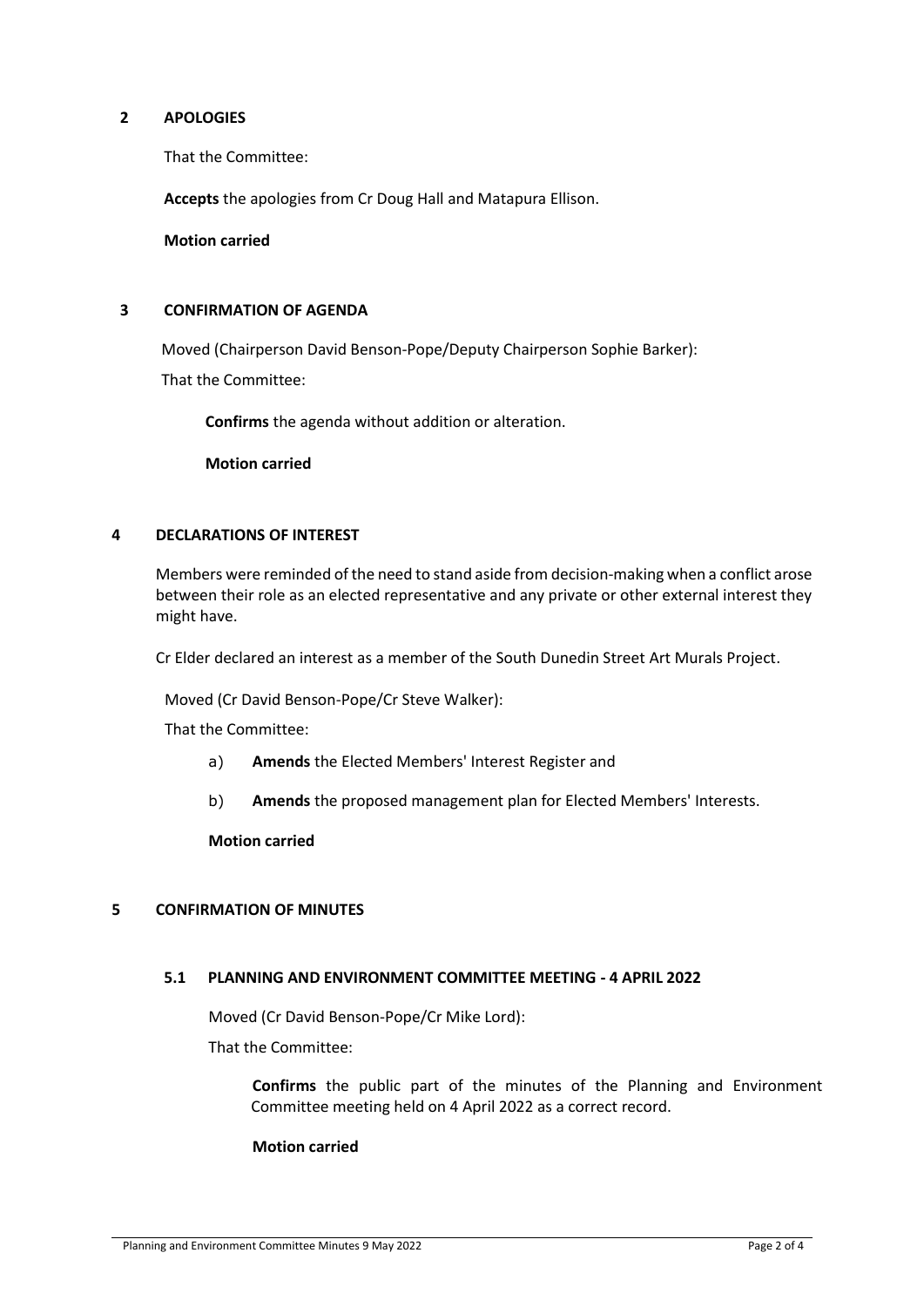## 2 APOLOGIES

That the Committee:

**Accepts** the apologies from Cr Doug Hall and Matapura Ellison.

**Motion carried**

## 3 CONFIRMATION OF AGENDA

Moved (Chairperson David Benson-Pope/Deputy Chairperson Sophie Barker):

That the Committee:

**Confirms** the agenda without addition or alteration.

**Motion carried**

## 4 DECLARATIONS OF INTEREST

Members were reminded of the need to stand aside from decision-making when a conflict arose between their role as an elected representative and any private or other external interest they might have.

Cr Elder declared an interest as a member of the South Dunedin Street Art Murals Project.

Moved (Cr David Benson-Pope/Cr Steve Walker):

That the Committee:

a) **Amends** the Elected Members' Interest Register and

b) **Amends** the proposed management plan for Elected Members' Interests.

**Motion carried**

## 5 CONFIRMATION OF MINUTES

### 5.1 PLANNING AND ENVIRONMENT COMMITTEE MEETING - 4 APRIL 2022

Moved (Cr David Benson-Pope/Cr Mike Lord):

That the Committee:

**Confirms** the public part of the minutes of the Planning and Environment Committee meeting held on 4 April 2022 as a correct record.

**Motion carried**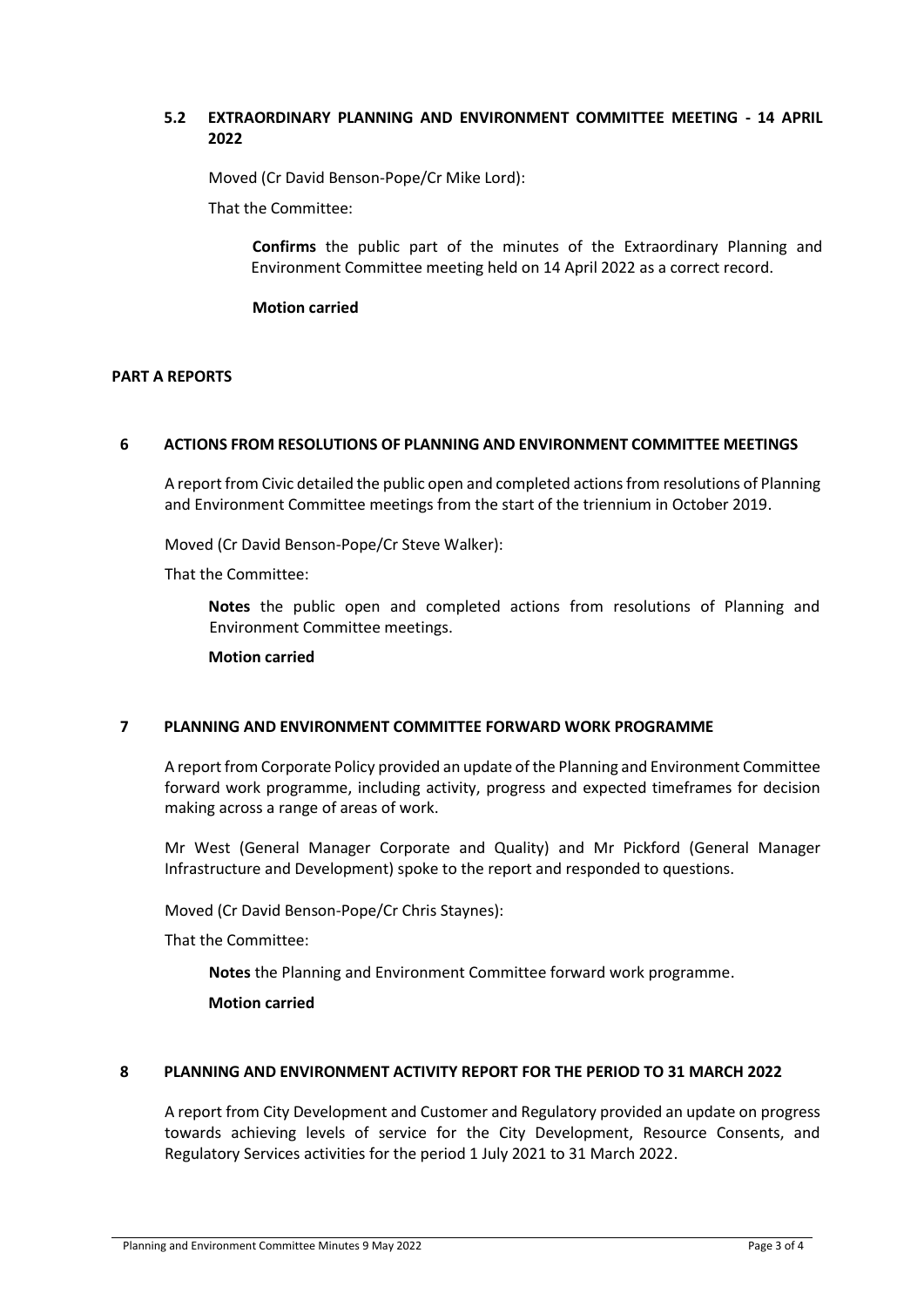### 5.2 EXTRAORDINARY PLANNING AND ENVIRONMENT COMMITTEE MEETING - 14 APRIL 2022

Moved (Cr David Benson-Pope/Cr Mike Lord):

That the Committee:

**Confirms** the public part of the minutes of the Extraordinary Planning and Environment Committee meeting held on 14 April 2022 as a correct record.

**Motion carried**

## PART A REPORTS

### 6 ACTIONS FROM RESOLUTIONS OF PLANNING AND ENVIRONMENT COMMITTEE MEETINGS

A report from Civic detailed the public open and completed actions from resolutions of Planning and Environment Committee meetings from the start of the triennium in October 2019.

Moved (Cr David Benson-Pope/Cr Steve Walker):

That the Committee:

**Notes** the public open and completed actions from resolutions of Planning and Environment Committee meetings.

**Motion carried**

### 7 PLANNING AND ENVIRONMENT COMMITTEE FORWARD WORK PROGRAMME

A report from Corporate Policy provided an update of the Planning and Environment Committee forward work programme, including activity, progress and expected timeframes for decision making across a range of areas of work.

Mr West (General Manager Corporate and Quality) and Mr Pickford (General Manager Infrastructure and Development) spoke to the report and responded to questions.

Moved (Cr David Benson-Pope/Cr Chris Staynes):

That the Committee:

**Notes** the Planning and Environment Committee forward work programme.

**Motion carried**

### 8 PLANNING AND ENVIRONMENT ACTIVITY REPORT FOR THE PERIOD TO 31 MARCH 2022

A report from City Development and Customer and Regulatory provided an update on progress towards achieving levels of service for the City Development, Resource Consents, and Regulatory Services activities for the period 1 July 2021 to 31 March 2022.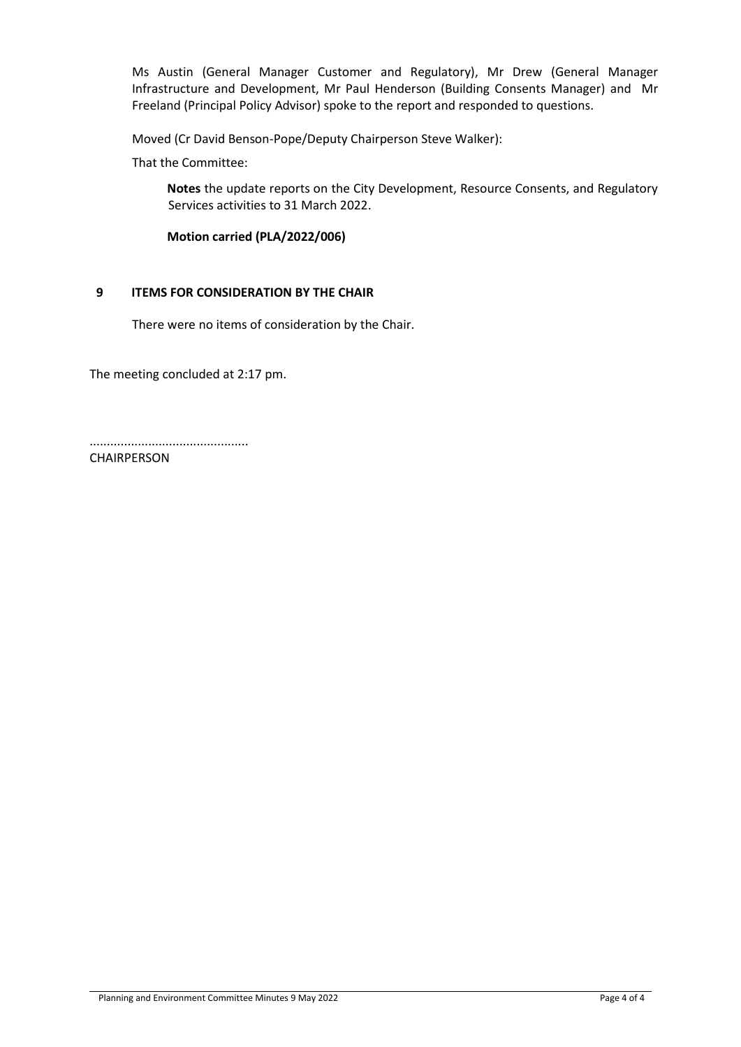Ms Austin (General Manager Customer and Regulatory), Mr Drew (General Manager Infrastructure and Development, Mr Paul Henderson (Building Consents Manager) and Mr Freeland (Principal Policy Advisor) spoke to the report and responded to questions.

Moved (Cr David Benson-Pope/Deputy Chairperson Steve Walker):

That the Committee:

> **Notes** the update reports on the City Development, Resource Consents, and Regulatory Services activities to 31 March 2022.
>
> **Motion carried (PLA/2022/006)**

## 9 ITEMS FOR CONSIDERATION BY THE CHAIR

There were no items of consideration by the Chair.

The meeting concluded at 2:17 pm.

.............................................
CHAIRPERSON